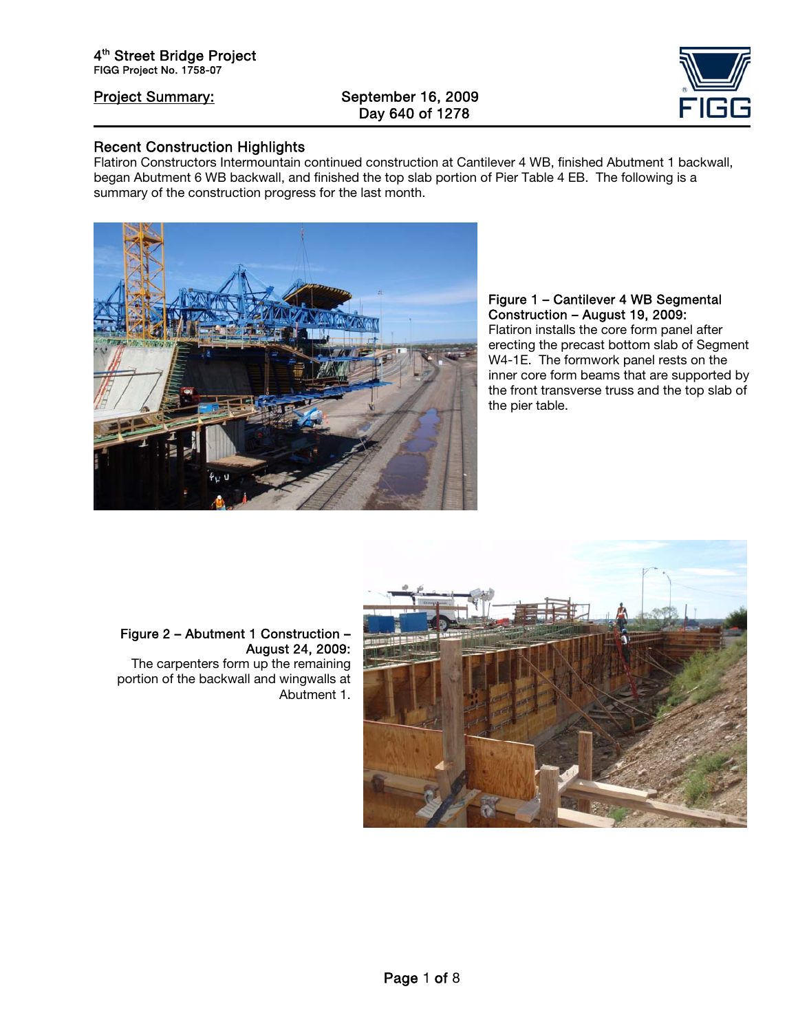# 4th Street Bridge Project
FIGG Project No. 1758-07

**Project Summary:** September 16, 2009
Day 640 of 1278

## Recent Construction Highlights

Flatiron Constructors Intermountain continued construction at Cantilever 4 WB, finished Abutment 1 backwall, began Abutment 6 WB backwall, and finished the top slab portion of Pier Table 4 EB. The following is a summary of the construction progress for the last month.

**Figure 1 – Cantilever 4 WB Segmental Construction – August 19, 2009:**
Flatiron installs the core form panel after erecting the precast bottom slab of Segment W4-1E. The formwork panel rests on the inner core form beams that are supported by the front transverse truss and the top slab of the pier table.

**Figure 2 – Abutment 1 Construction – August 24, 2009:**
The carpenters form up the remaining portion of the backwall and wingwalls at Abutment 1.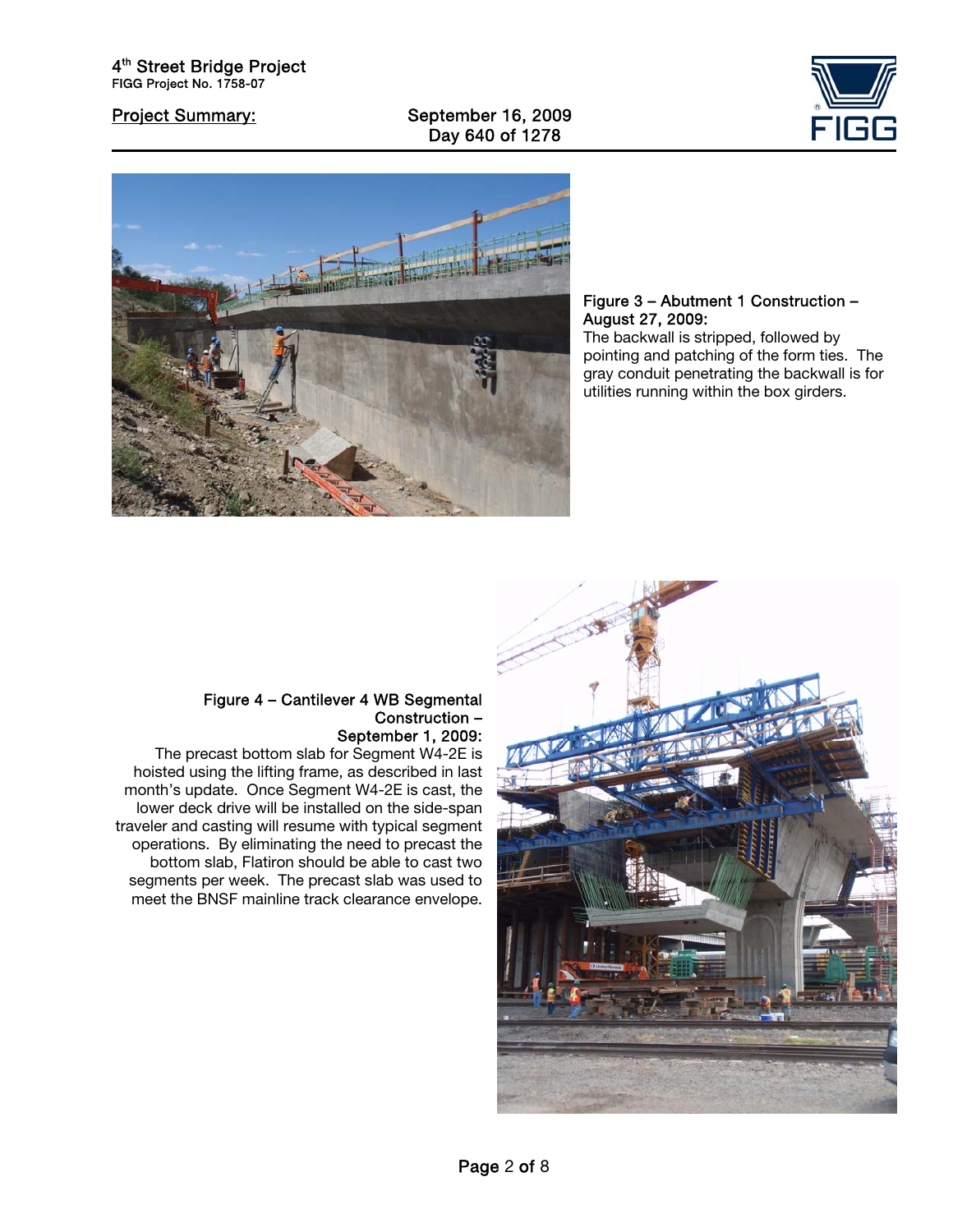**Figure 3 – Abutment 1 Construction – August 27, 2009:**
The backwall is stripped, followed by pointing and patching of the form ties. The gray conduit penetrating the backwall is for utilities running within the box girders.

**Figure 4 – Cantilever 4 WB Segmental Construction – September 1, 2009:**
The precast bottom slab for Segment W4-2E is hoisted using the lifting frame, as described in last month's update. Once Segment W4-2E is cast, the lower deck drive will be installed on the side-span traveler and casting will resume with typical segment operations. By eliminating the need to precast the bottom slab, Flatiron should be able to cast two segments per week. The precast slab was used to meet the BNSF mainline track clearance envelope.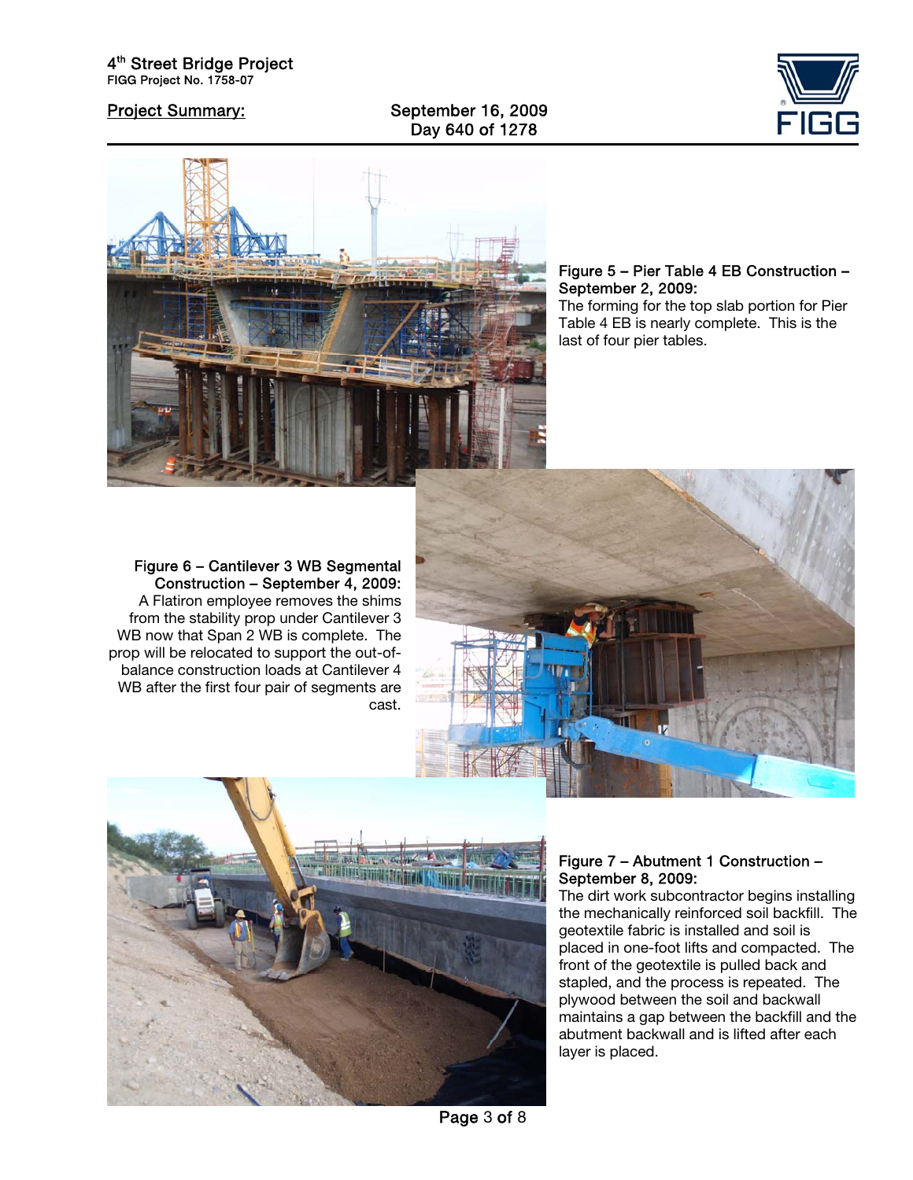**Figure 5 – Pier Table 4 EB Construction – September 2, 2009:**
The forming for the top slab portion for Pier Table 4 EB is nearly complete. This is the last of four pier tables.

**Figure 6 – Cantilever 3 WB Segmental Construction – September 4, 2009:**
A Flatiron employee removes the shims from the stability prop under Cantilever 3 WB now that Span 2 WB is complete. The prop will be relocated to support the out-of-balance construction loads at Cantilever 4 WB after the first four pair of segments are cast.

**Figure 7 – Abutment 1 Construction – September 8, 2009:**
The dirt work subcontractor begins installing the mechanically reinforced soil backfill. The geotextile fabric is installed and soil is placed in one-foot lifts and compacted. The front of the geotextile is pulled back and stapled, and the process is repeated. The plywood between the soil and backwall maintains a gap between the backfill and the abutment backwall and is lifted after each layer is placed.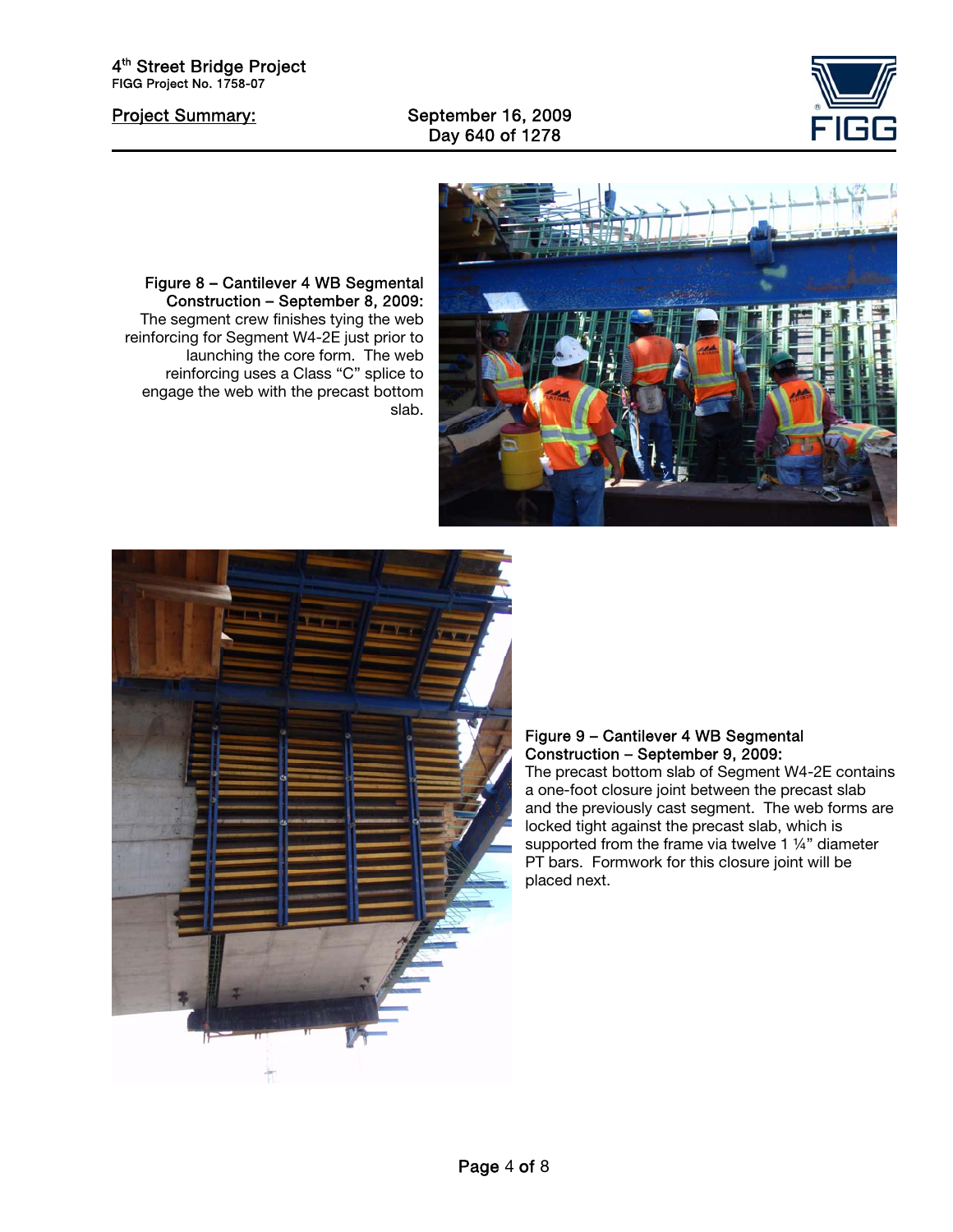**Figure 8 – Cantilever 4 WB Segmental Construction – September 8, 2009:** The segment crew finishes tying the web reinforcing for Segment W4-2E just prior to launching the core form. The web reinforcing uses a Class "C" splice to engage the web with the precast bottom slab.

**Figure 9 – Cantilever 4 WB Segmental Construction – September 9, 2009:** The precast bottom slab of Segment W4-2E contains a one-foot closure joint between the precast slab and the previously cast segment. The web forms are locked tight against the precast slab, which is supported from the frame via twelve 1 ¼" diameter PT bars. Formwork for this closure joint will be placed next.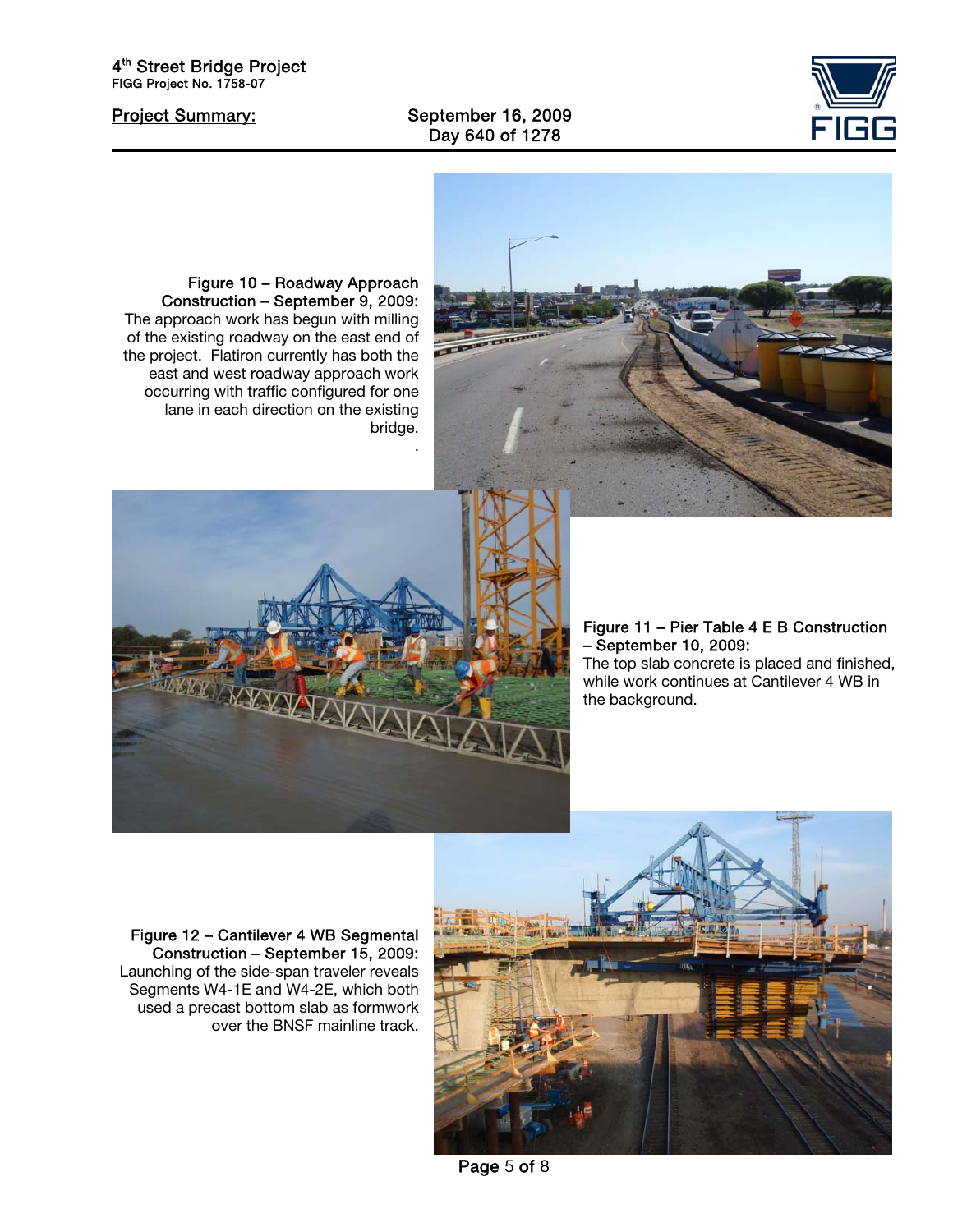**Figure 10 – Roadway Approach Construction – September 9, 2009:**
The approach work has begun with milling of the existing roadway on the east end of the project. Flatiron currently has both the east and west roadway approach work occurring with traffic configured for one lane in each direction on the existing bridge.

**Figure 11 – Pier Table 4 E B Construction – September 10, 2009:**
The top slab concrete is placed and finished, while work continues at Cantilever 4 WB in the background.

**Figure 12 – Cantilever 4 WB Segmental Construction – September 15, 2009:**
Launching of the side-span traveler reveals Segments W4-1E and W4-2E, which both used a precast bottom slab as formwork over the BNSF mainline track.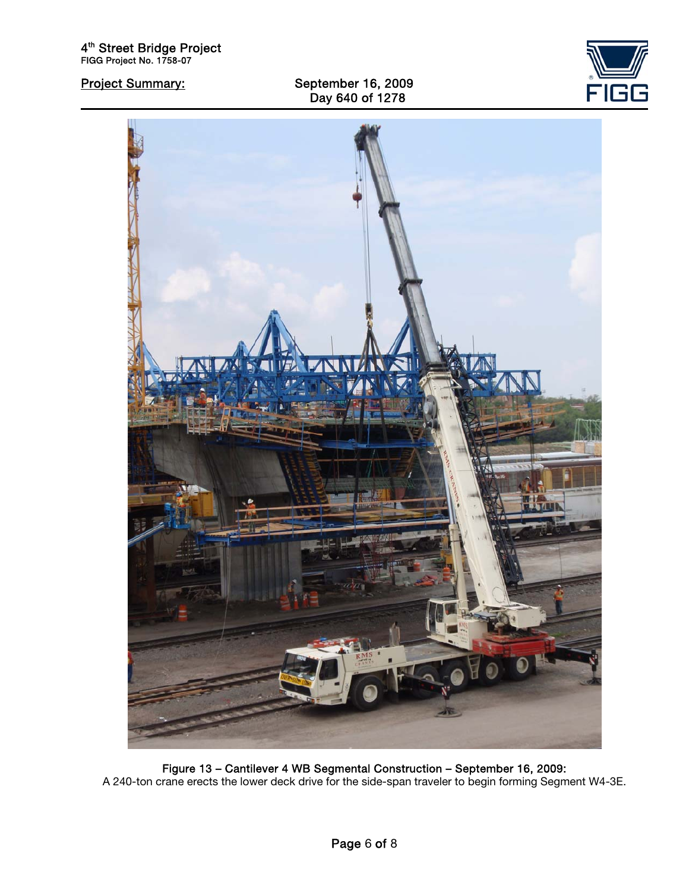Figure 13 – Cantilever 4 WB Segmental Construction – September 16, 2009:
A 240-ton crane erects the lower deck drive for the side-span traveler to begin forming Segment W4-3E.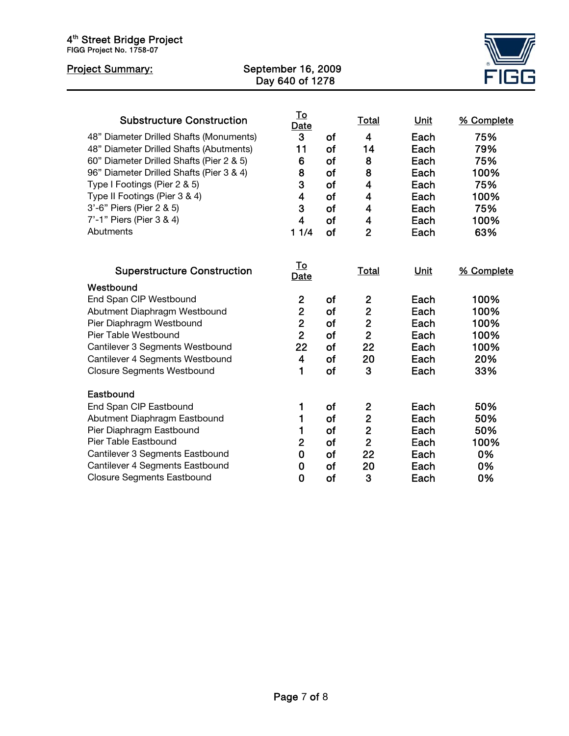4th Street Bridge Project
FIGG Project No. 1758-07

**Project Summary:** September 16, 2009
Day 640 of 1278

| Substructure Construction | To Date | | Total | Unit | % Complete |
|---|---|---|---|---|---|
| 48" Diameter Drilled Shafts (Monuments) | 3 | of | 4 | Each | 75% |
| 48" Diameter Drilled Shafts (Abutments) | 11 | of | 14 | Each | 79% |
| 60" Diameter Drilled Shafts (Pier 2 & 5) | 6 | of | 8 | Each | 75% |
| 96" Diameter Drilled Shafts (Pier 3 & 4) | 8 | of | 8 | Each | 100% |
| Type I Footings (Pier 2 & 5) | 3 | of | 4 | Each | 75% |
| Type II Footings (Pier 3 & 4) | 4 | of | 4 | Each | 100% |
| 3'-6" Piers (Pier 2 & 5) | 3 | of | 4 | Each | 75% |
| 7'-1" Piers (Pier 3 & 4) | 4 | of | 4 | Each | 100% |
| Abutments | 1 1/4 | of | 2 | Each | 63% |

| Superstructure Construction | To Date | | Total | Unit | % Complete |
|---|---|---|---|---|---|
| **Westbound** | | | | | |
| End Span CIP Westbound | 2 | of | 2 | Each | 100% |
| Abutment Diaphragm Westbound | 2 | of | 2 | Each | 100% |
| Pier Diaphragm Westbound | 2 | of | 2 | Each | 100% |
| Pier Table Westbound | 2 | of | 2 | Each | 100% |
| Cantilever 3 Segments Westbound | 22 | of | 22 | Each | 100% |
| Cantilever 4 Segments Westbound | 4 | of | 20 | Each | 20% |
| Closure Segments Westbound | 1 | of | 3 | Each | 33% |
| **Eastbound** | | | | | |
| End Span CIP Eastbound | 1 | of | 2 | Each | 50% |
| Abutment Diaphragm Eastbound | 1 | of | 2 | Each | 50% |
| Pier Diaphragm Eastbound | 1 | of | 2 | Each | 50% |
| Pier Table Eastbound | 2 | of | 2 | Each | 100% |
| Cantilever 3 Segments Eastbound | 0 | of | 22 | Each | 0% |
| Cantilever 4 Segments Eastbound | 0 | of | 20 | Each | 0% |
| Closure Segments Eastbound | 0 | of | 3 | Each | 0% |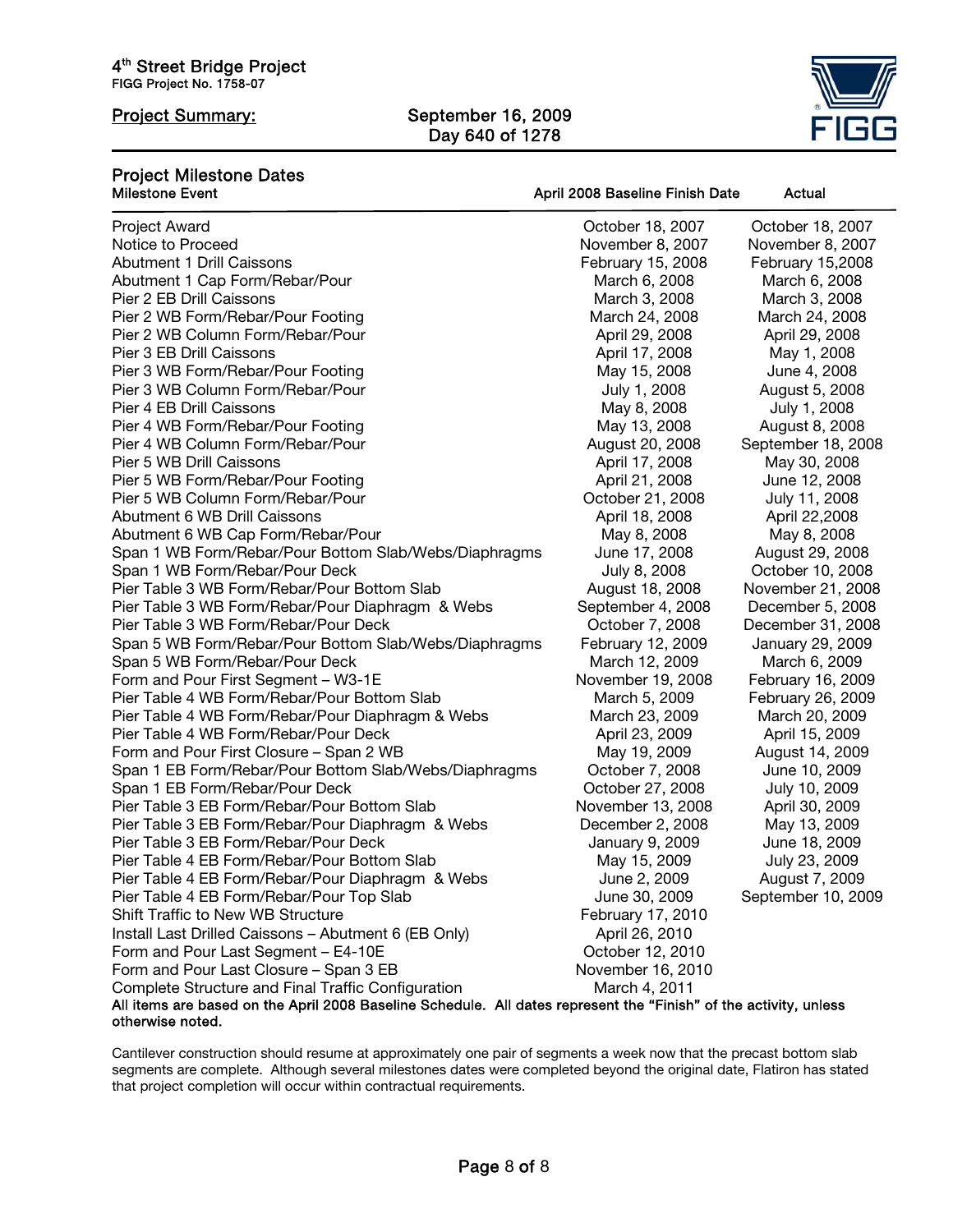## 4th Street Bridge Project
FIGG Project No. 1758-07

**Project Summary:** September 16, 2009
Day 640 of 1278

### Project Milestone Dates

| Milestone Event | April 2008 Baseline Finish Date | Actual |
| --- | --- | --- |
| Project Award | October 18, 2007 | October 18, 2007 |
| Notice to Proceed | November 8, 2007 | November 8, 2007 |
| Abutment 1 Drill Caissons | February 15, 2008 | February 15,2008 |
| Abutment 1 Cap Form/Rebar/Pour | March 6, 2008 | March 6, 2008 |
| Pier 2 EB Drill Caissons | March 3, 2008 | March 3, 2008 |
| Pier 2 WB Form/Rebar/Pour Footing | March 24, 2008 | March 24, 2008 |
| Pier 2 WB Column Form/Rebar/Pour | April 29, 2008 | April 29, 2008 |
| Pier 3 EB Drill Caissons | April 17, 2008 | May 1, 2008 |
| Pier 3 WB Form/Rebar/Pour Footing | May 15, 2008 | June 4, 2008 |
| Pier 3 WB Column Form/Rebar/Pour | July 1, 2008 | August 5, 2008 |
| Pier 4 EB Drill Caissons | May 8, 2008 | July 1, 2008 |
| Pier 4 WB Form/Rebar/Pour Footing | May 13, 2008 | August 8, 2008 |
| Pier 4 WB Column Form/Rebar/Pour | August 20, 2008 | September 18, 2008 |
| Pier 5 WB Drill Caissons | April 17, 2008 | May 30, 2008 |
| Pier 5 WB Form/Rebar/Pour Footing | April 21, 2008 | June 12, 2008 |
| Pier 5 WB Column Form/Rebar/Pour | October 21, 2008 | July 11, 2008 |
| Abutment 6 WB Drill Caissons | April 18, 2008 | April 22,2008 |
| Abutment 6 WB Cap Form/Rebar/Pour | May 8, 2008 | May 8, 2008 |
| Span 1 WB Form/Rebar/Pour Bottom Slab/Webs/Diaphragms | June 17, 2008 | August 29, 2008 |
| Span 1 WB Form/Rebar/Pour Deck | July 8, 2008 | October 10, 2008 |
| Pier Table 3 WB Form/Rebar/Pour Bottom Slab | August 18, 2008 | November 21, 2008 |
| Pier Table 3 WB Form/Rebar/Pour Diaphragm & Webs | September 4, 2008 | December 5, 2008 |
| Pier Table 3 WB Form/Rebar/Pour Deck | October 7, 2008 | December 31, 2008 |
| Span 5 WB Form/Rebar/Pour Bottom Slab/Webs/Diaphragms | February 12, 2009 | January 29, 2009 |
| Span 5 WB Form/Rebar/Pour Deck | March 12, 2009 | March 6, 2009 |
| Form and Pour First Segment – W3-1E | November 19, 2008 | February 16, 2009 |
| Pier Table 4 WB Form/Rebar/Pour Bottom Slab | March 5, 2009 | February 26, 2009 |
| Pier Table 4 WB Form/Rebar/Pour Diaphragm & Webs | March 23, 2009 | March 20, 2009 |
| Pier Table 4 WB Form/Rebar/Pour Deck | April 23, 2009 | April 15, 2009 |
| Form and Pour First Closure – Span 2 WB | May 19, 2009 | August 14, 2009 |
| Span 1 EB Form/Rebar/Pour Bottom Slab/Webs/Diaphragms | October 7, 2008 | June 10, 2009 |
| Span 1 EB Form/Rebar/Pour Deck | October 27, 2008 | July 10, 2009 |
| Pier Table 3 EB Form/Rebar/Pour Bottom Slab | November 13, 2008 | April 30, 2009 |
| Pier Table 3 EB Form/Rebar/Pour Diaphragm & Webs | December 2, 2008 | May 13, 2009 |
| Pier Table 3 EB Form/Rebar/Pour Deck | January 9, 2009 | June 18, 2009 |
| Pier Table 4 EB Form/Rebar/Pour Bottom Slab | May 15, 2009 | July 23, 2009 |
| Pier Table 4 EB Form/Rebar/Pour Diaphragm & Webs | June 2, 2009 | August 7, 2009 |
| Pier Table 4 EB Form/Rebar/Pour Top Slab | June 30, 2009 | September 10, 2009 |
| Shift Traffic to New WB Structure | February 17, 2010 | |
| Install Last Drilled Caissons – Abutment 6 (EB Only) | April 26, 2010 | |
| Form and Pour Last Segment – E4-10E | October 12, 2010 | |
| Form and Pour Last Closure – Span 3 EB | November 16, 2010 | |
| Complete Structure and Final Traffic Configuration | March 4, 2011 | |

**All items are based on the April 2008 Baseline Schedule. All dates represent the "Finish" of the activity, unless otherwise noted.**

Cantilever construction should resume at approximately one pair of segments a week now that the precast bottom slab segments are complete. Although several milestones dates were completed beyond the original date, Flatiron has stated that project completion will occur within contractual requirements.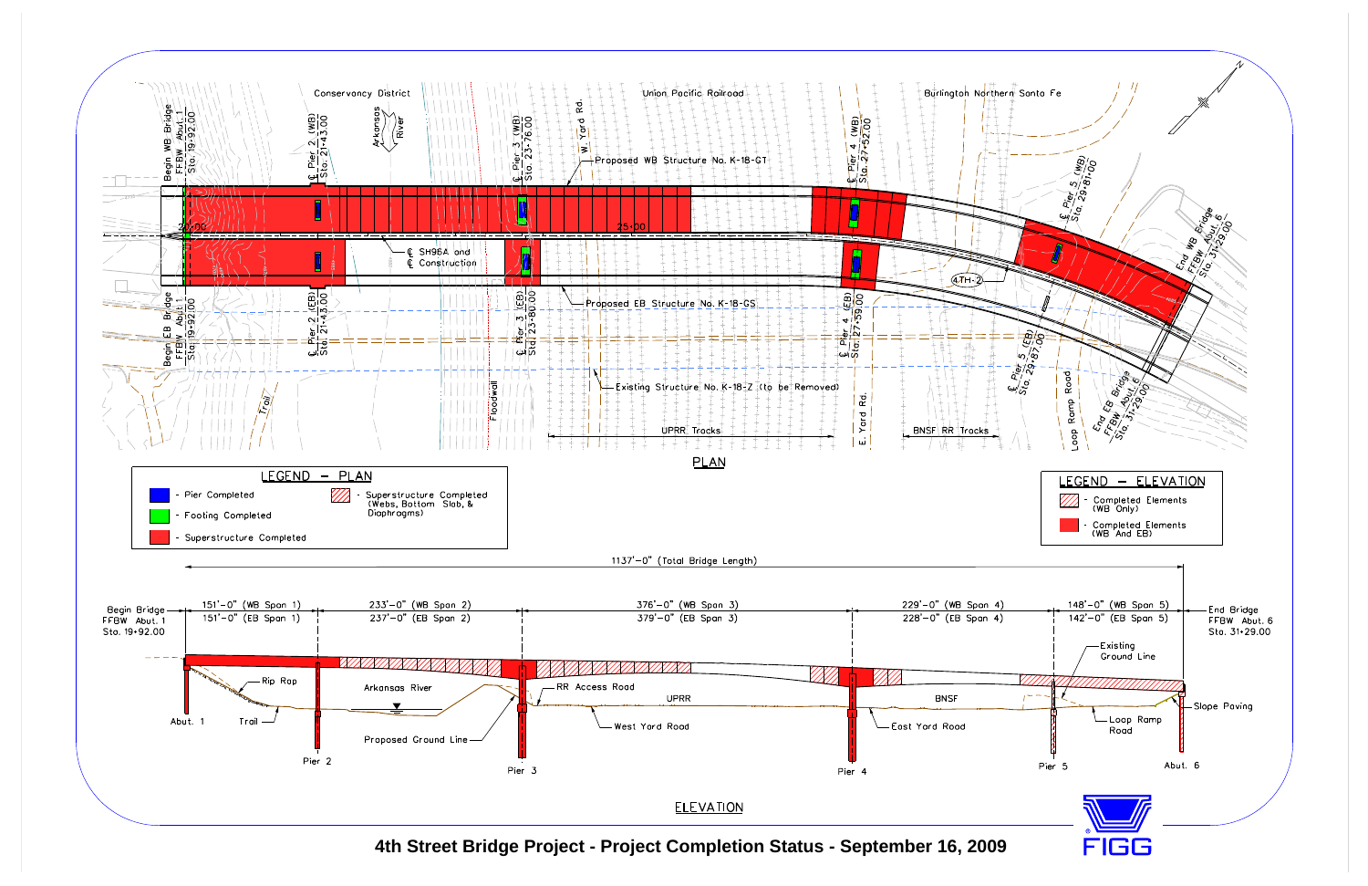Conservancy District

Arkansas River

Union Pacific Railroad

Burlington Northern Santa Fe

Begin WB Bridge
FFBW Abut. 1
Sta. 19+92.00

℄ Pier 2 (WB)
Sta. 21+43.00

℄ Pier 3 (WB)
Sta. 23+76.00

W. Yard Rd.

Proposed WB Structure No. K-18-GT

℄ Pier 4 (WB)
Sta. 27+52.00

℄ Pier 5 (WB)
Sta. 29+81.00

End WB Bridge
FFBW Abut. 6
Sta. 31+29.00

20+00

25+00

℄ SH96A and
℄ Construction

4TH-2

Begin EB Bridge
FFBW Abut. 1
Sta. 19+92.00

℄ Pier 2 (EB)
Sta. 21+43.00

℄ Pier 3 (EB)
Sta. 23+80.00

Proposed EB Structure No. K-18-GS

℄ Pier 4 (EB)
Sta. 27+59.00

℄ Pier 5 (EB)
Sta. 29+87.00

End EB Bridge
FFBW Abut. 6
Sta. 31+29.00

Loop Ramp Road

Trail

Floodwall

Existing Structure No. K-18-Z (to be Removed)

UPRR Tracks

E. Yard Rd.

BNSF RR Tracks

PLAN

LEGEND – PLAN

- Pier Completed
- Footing Completed
- Superstructure Completed
- Superstructure Completed (Webs, Bottom Slab, & Diaphragms)

LEGEND – ELEVATION

- Completed Elements (WB Only)
- Completed Elements (WB And EB)

1137'-0" (Total Bridge Length)

Begin Bridge
FFBW Abut. 1
Sta. 19+92.00

151'-0" (WB Span 1)
151'-0" (EB Span 1)

233'-0" (WB Span 2)
237'-0" (EB Span 2)

376'-0" (WB Span 3)
379'-0" (EB Span 3)

229'-0" (WB Span 4)
228'-0" (EB Span 4)

148'-0" (WB Span 5)
142'-0" (EB Span 5)

End Bridge
FFBW Abut. 6
Sta. 31+29.00

Existing Ground Line

Rip Rap

Arkansas River

RR Access Road

UPRR

BNSF

Slope Paving

Abut. 1

Trail

West Yard Road

East Yard Road

Loop Ramp Road

Proposed Ground Line

Pier 2

Pier 3

Pier 4

Pier 5

Abut. 6

ELEVATION

**4th Street Bridge Project - Project Completion Status - September 16, 2009**

FIGG